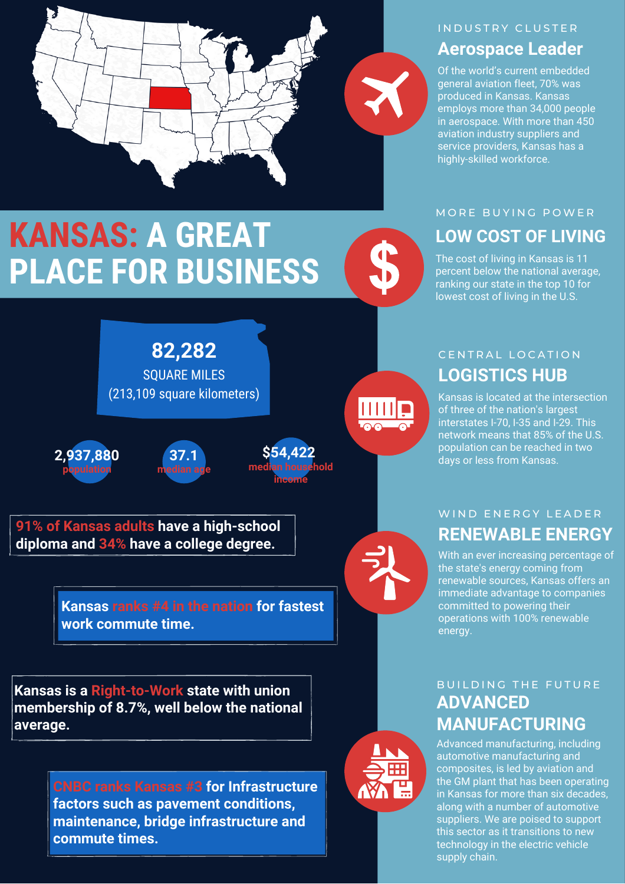# KANSAS: A GREAT PLACE FOR BUSINESS

**82,282**
SQUARE MILES
(213,109 square kilometers)

**2,937,880** population

**37.1** median age

**$54,422** median household income

**91% of Kansas adults** have a high-school diploma and **34%** have a college degree.

**Kansas ranks #4 in the nation for fastest work commute time.**

**Kansas is a Right-to-Work state with union membership of 8.7%, well below the national average.**

**CNBC ranks Kansas #3 for Infrastructure factors such as pavement conditions, maintenance, bridge infrastructure and commute times.**

INDUSTRY CLUSTER

## Aerospace Leader

Of the world's current embedded general aviation fleet, 70% was produced in Kansas. Kansas employs more than 34,000 people in aerospace. With more than 450 aviation industry suppliers and service providers, Kansas has a highly-skilled workforce.

MORE BUYING POWER

## LOW COST OF LIVING

The cost of living in Kansas is 11 percent below the national average, ranking our state in the top 10 for lowest cost of living in the U.S.

CENTRAL LOCATION

## LOGISTICS HUB

Kansas is located at the intersection of three of the nation's largest interstates I-70, I-35 and I-29. This network means that 85% of the U.S. population can be reached in two days or less from Kansas.

WIND ENERGY LEADER

## RENEWABLE ENERGY

With an ever increasing percentage of the state's energy coming from renewable sources, Kansas offers an immediate advantage to companies committed to powering their operations with 100% renewable energy.

BUILDING THE FUTURE

## ADVANCED MANUFACTURING

Advanced manufacturing, including automotive manufacturing and composites, is led by aviation and the GM plant that has been operating in Kansas for more than six decades, along with a number of automotive suppliers. We are poised to support this sector as it transitions to new technology in the electric vehicle supply chain.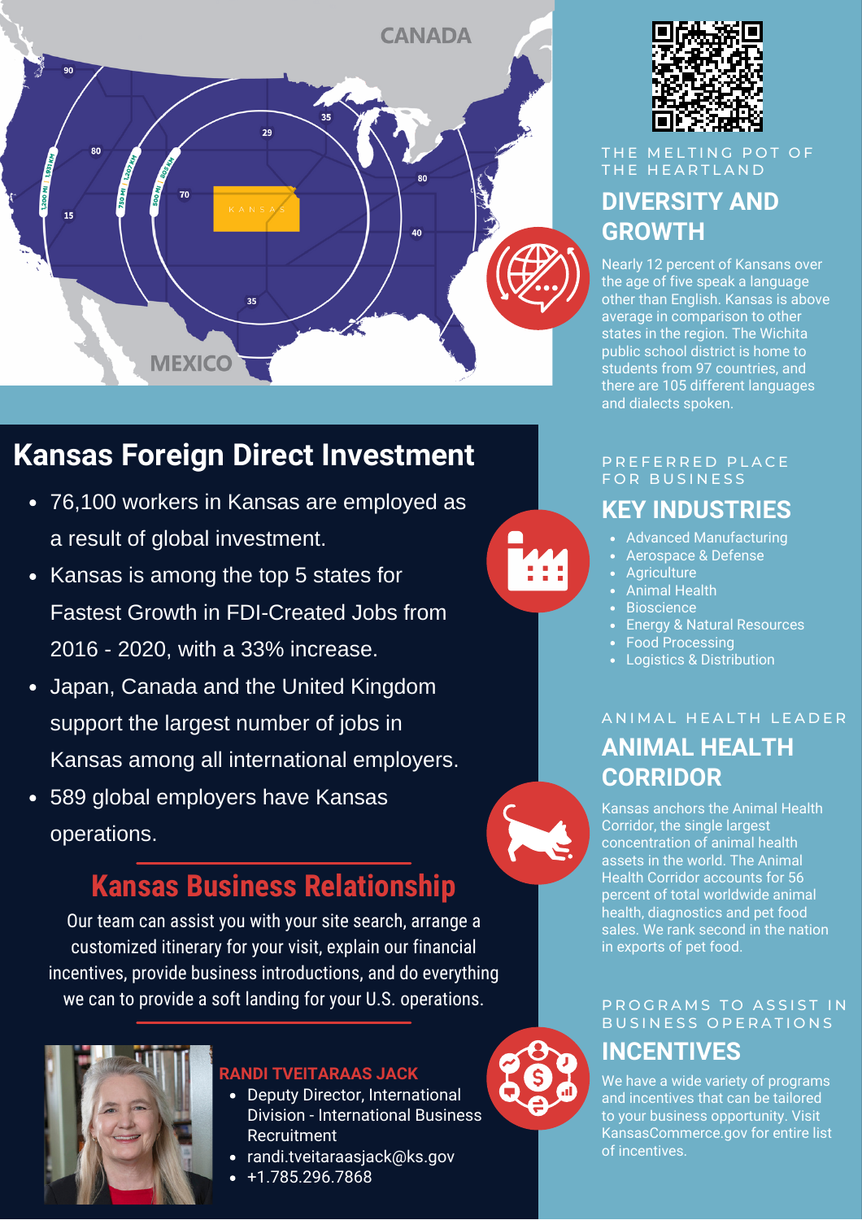CANADA

MEXICO

KANSAS

## Kansas Foreign Direct Investment

- 76,100 workers in Kansas are employed as a result of global investment.
- Kansas is among the top 5 states for Fastest Growth in FDI-Created Jobs from 2016 - 2020, with a 33% increase.
- Japan, Canada and the United Kingdom support the largest number of jobs in Kansas among all international employers.
- 589 global employers have Kansas operations.

## Kansas Business Relationship

Our team can assist you with your site search, arrange a customized itinerary for your visit, explain our financial incentives, provide business introductions, and do everything we can to provide a soft landing for your U.S. operations.

**RANDI TVEITARAAS JACK**

- Deputy Director, International Division - International Business Recruitment
- randi.tveitaraasjack@ks.gov
- +1.785.296.7868

THE MELTING POT OF THE HEARTLAND

## DIVERSITY AND GROWTH

Nearly 12 percent of Kansans over the age of five speak a language other than English. Kansas is above average in comparison to other states in the region. The Wichita public school district is home to students from 97 countries, and there are 105 different languages and dialects spoken.

PREFERRED PLACE FOR BUSINESS

## KEY INDUSTRIES

- Advanced Manufacturing
- Aerospace & Defense
- Agriculture
- Animal Health
- Bioscience
- Energy & Natural Resources
- Food Processing
- Logistics & Distribution

ANIMAL HEALTH LEADER

## ANIMAL HEALTH CORRIDOR

Kansas anchors the Animal Health Corridor, the single largest concentration of animal health assets in the world. The Animal Health Corridor accounts for 56 percent of total worldwide animal health, diagnostics and pet food sales. We rank second in the nation in exports of pet food.

PROGRAMS TO ASSIST IN BUSINESS OPERATIONS

## INCENTIVES

We have a wide variety of programs and incentives that can be tailored to your business opportunity. Visit KansasCommerce.gov for entire list of incentives.